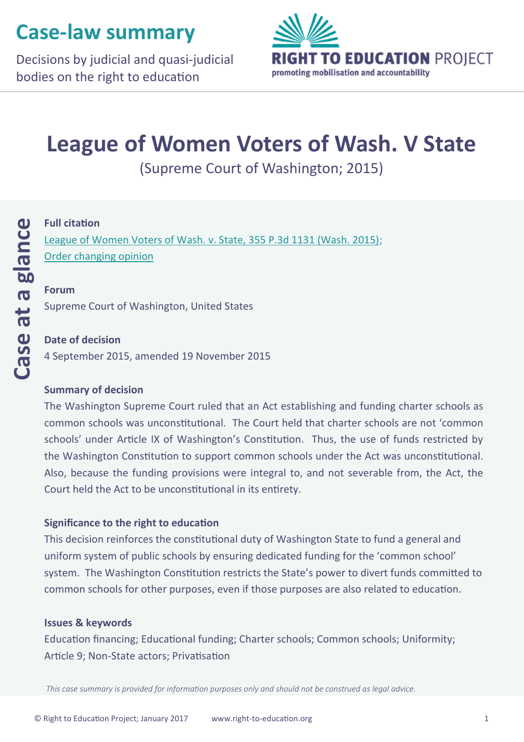# Case-law summary

Decisions by judicial and quasi-judicial bodies on the right to education

RIGHT TO EDUCATION PROJECT
promoting mobilisation and accountability

# League of Women Voters of Wash. V State

(Supreme Court of Washington; 2015)

## Case at a glance

**Full citation**

League of Women Voters of Wash. v. State, 355 P.3d 1131 (Wash. 2015); Order changing opinion

**Forum**

Supreme Court of Washington, United States

**Date of decision**

4 September 2015, amended 19 November 2015

**Summary of decision**

The Washington Supreme Court ruled that an Act establishing and funding charter schools as common schools was unconstitutional. The Court held that charter schools are not 'common schools' under Article IX of Washington's Constitution. Thus, the use of funds restricted by the Washington Constitution to support common schools under the Act was unconstitutional. Also, because the funding provisions were integral to, and not severable from, the Act, the Court held the Act to be unconstitutional in its entirety.

**Significance to the right to education**

This decision reinforces the constitutional duty of Washington State to fund a general and uniform system of public schools by ensuring dedicated funding for the 'common school' system. The Washington Constitution restricts the State's power to divert funds committed to common schools for other purposes, even if those purposes are also related to education.

**Issues & keywords**

Education financing; Educational funding; Charter schools; Common schools; Uniformity; Article 9; Non-State actors; Privatisation

*This case summary is provided for information purposes only and should not be construed as legal advice.*

© Right to Education Project; January 2017 www.right-to-education.org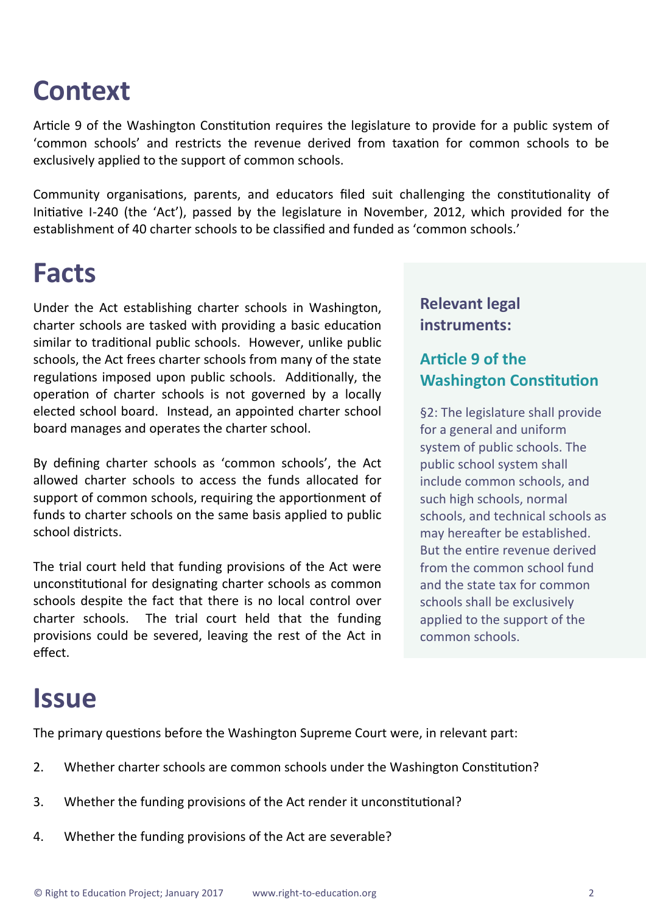# Context

Article 9 of the Washington Constitution requires the legislature to provide for a public system of 'common schools' and restricts the revenue derived from taxation for common schools to be exclusively applied to the support of common schools.

Community organisations, parents, and educators filed suit challenging the constitutionality of Initiative I-240 (the 'Act'), passed by the legislature in November, 2012, which provided for the establishment of 40 charter schools to be classified and funded as 'common schools.'

# Facts

Under the Act establishing charter schools in Washington, charter schools are tasked with providing a basic education similar to traditional public schools. However, unlike public schools, the Act frees charter schools from many of the state regulations imposed upon public schools. Additionally, the operation of charter schools is not governed by a locally elected school board. Instead, an appointed charter school board manages and operates the charter school.

By defining charter schools as 'common schools', the Act allowed charter schools to access the funds allocated for support of common schools, requiring the apportionment of funds to charter schools on the same basis applied to public school districts.

The trial court held that funding provisions of the Act were unconstitutional for designating charter schools as common schools despite the fact that there is no local control over charter schools. The trial court held that the funding provisions could be severed, leaving the rest of the Act in effect.

### Relevant legal instruments:

### Article 9 of the Washington Constitution

§2: The legislature shall provide for a general and uniform system of public schools. The public school system shall include common schools, and such high schools, normal schools, and technical schools as may hereafter be established. But the entire revenue derived from the common school fund and the state tax for common schools shall be exclusively applied to the support of the common schools.

# Issue

The primary questions before the Washington Supreme Court were, in relevant part:

2. Whether charter schools are common schools under the Washington Constitution?
3. Whether the funding provisions of the Act render it unconstitutional?
4. Whether the funding provisions of the Act are severable?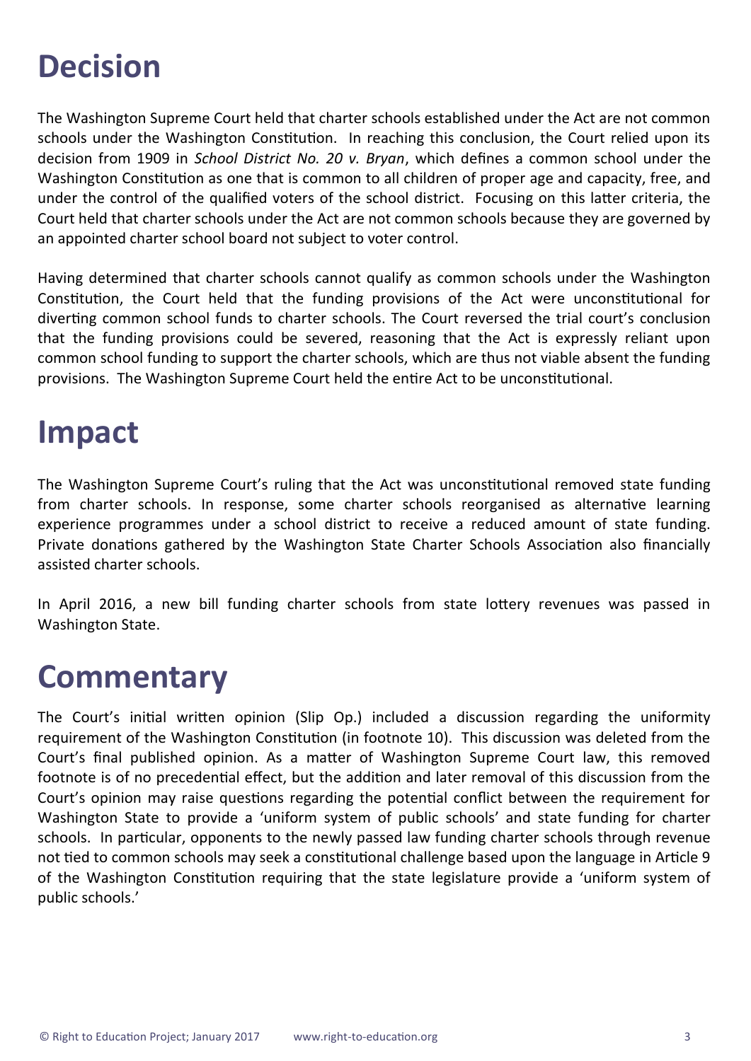# Decision

The Washington Supreme Court held that charter schools established under the Act are not common schools under the Washington Constitution. In reaching this conclusion, the Court relied upon its decision from 1909 in *School District No. 20 v. Bryan*, which defines a common school under the Washington Constitution as one that is common to all children of proper age and capacity, free, and under the control of the qualified voters of the school district. Focusing on this latter criteria, the Court held that charter schools under the Act are not common schools because they are governed by an appointed charter school board not subject to voter control.

Having determined that charter schools cannot qualify as common schools under the Washington Constitution, the Court held that the funding provisions of the Act were unconstitutional for diverting common school funds to charter schools. The Court reversed the trial court's conclusion that the funding provisions could be severed, reasoning that the Act is expressly reliant upon common school funding to support the charter schools, which are thus not viable absent the funding provisions. The Washington Supreme Court held the entire Act to be unconstitutional.

# Impact

The Washington Supreme Court's ruling that the Act was unconstitutional removed state funding from charter schools. In response, some charter schools reorganised as alternative learning experience programmes under a school district to receive a reduced amount of state funding. Private donations gathered by the Washington State Charter Schools Association also financially assisted charter schools.

In April 2016, a new bill funding charter schools from state lottery revenues was passed in Washington State.

# Commentary

The Court's initial written opinion (Slip Op.) included a discussion regarding the uniformity requirement of the Washington Constitution (in footnote 10). This discussion was deleted from the Court's final published opinion. As a matter of Washington Supreme Court law, this removed footnote is of no precedential effect, but the addition and later removal of this discussion from the Court's opinion may raise questions regarding the potential conflict between the requirement for Washington State to provide a 'uniform system of public schools' and state funding for charter schools. In particular, opponents to the newly passed law funding charter schools through revenue not tied to common schools may seek a constitutional challenge based upon the language in Article 9 of the Washington Constitution requiring that the state legislature provide a 'uniform system of public schools.'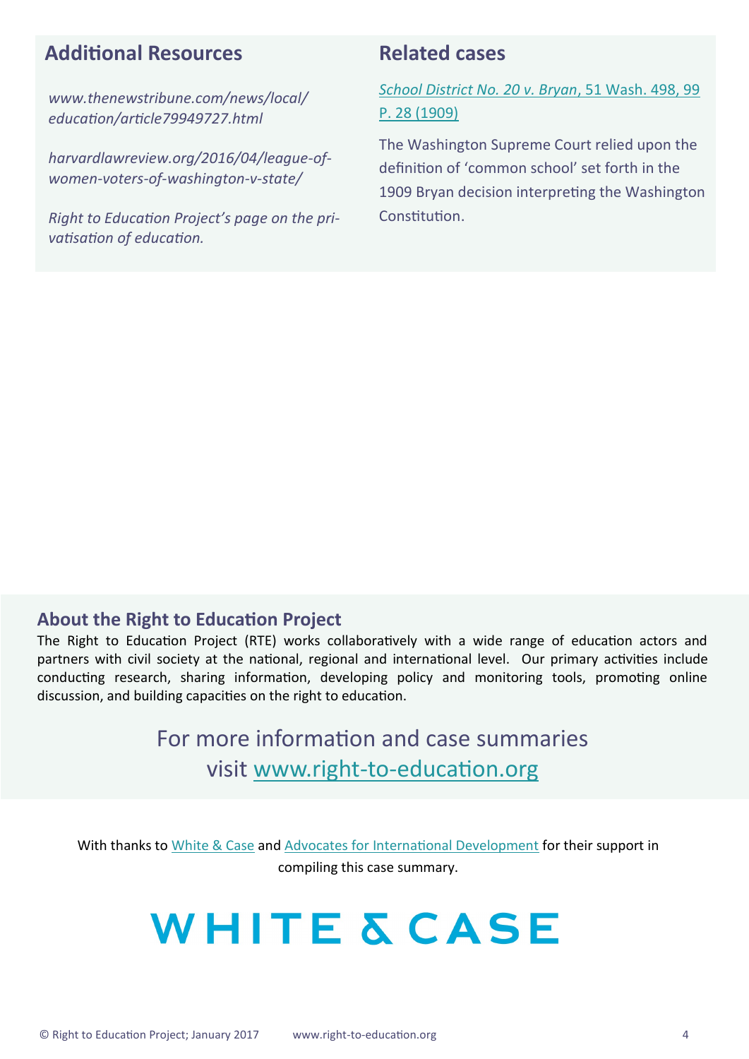## Additional Resources

*www.thenewstribune.com/news/local/education/article79949727.html*

*harvardlawreview.org/2016/04/league-of-women-voters-of-washington-v-state/*

*Right to Education Project's page on the privatisation of education.*

## Related cases

*School District No. 20 v. Bryan*, 51 Wash. 498, 99 P. 28 (1909)

The Washington Supreme Court relied upon the definition of 'common school' set forth in the 1909 Bryan decision interpreting the Washington Constitution.

### About the Right to Education Project

The Right to Education Project (RTE) works collaboratively with a wide range of education actors and partners with civil society at the national, regional and international level. Our primary activities include conducting research, sharing information, developing policy and monitoring tools, promoting online discussion, and building capacities on the right to education.

For more information and case summaries visit www.right-to-education.org

With thanks to White & Case and Advocates for International Development for their support in compiling this case summary.

WHITE & CASE

© Right to Education Project; January 2017